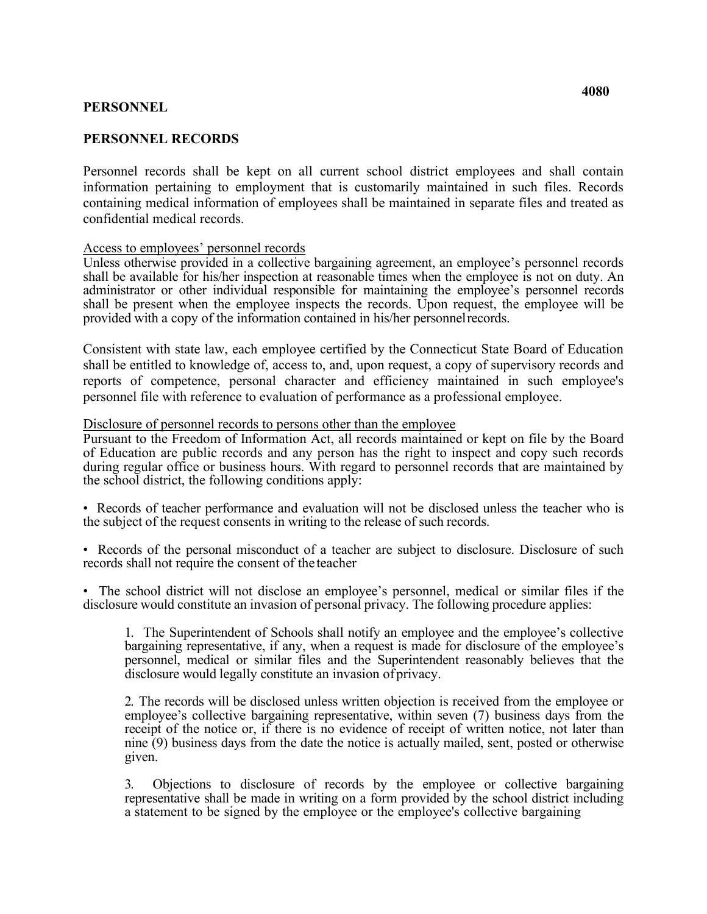**PERSONNEL**

**4080**

## PERSONNEL RECORDS

Personnel records shall be kept on all current school district employees and shall contain information pertaining to employment that is customarily maintained in such files. Records containing medical information of employees shall be maintained in separate files and treated as confidential medical records.

<u>Access to employees' personnel records</u>

Unless otherwise provided in a collective bargaining agreement, an employee's personnel records shall be available for his/her inspection at reasonable times when the employee is not on duty. An administrator or other individual responsible for maintaining the employee's personnel records shall be present when the employee inspects the records. Upon request, the employee will be provided with a copy of the information contained in his/her personnel records.

Consistent with state law, each employee certified by the Connecticut State Board of Education shall be entitled to knowledge of, access to, and, upon request, a copy of supervisory records and reports of competence, personal character and efficiency maintained in such employee's personnel file with reference to evaluation of performance as a professional employee.

<u>Disclosure of personnel records to persons other than the employee</u>

Pursuant to the Freedom of Information Act, all records maintained or kept on file by the Board of Education are public records and any person has the right to inspect and copy such records during regular office or business hours. With regard to personnel records that are maintained by the school district, the following conditions apply:

- Records of teacher performance and evaluation will not be disclosed unless the teacher who is the subject of the request consents in writing to the release of such records.

- Records of the personal misconduct of a teacher are subject to disclosure. Disclosure of such records shall not require the consent of the teacher

- The school district will not disclose an employee's personnel, medical or similar files if the disclosure would constitute an invasion of personal privacy. The following procedure applies:

  1. The Superintendent of Schools shall notify an employee and the employee's collective bargaining representative, if any, when a request is made for disclosure of the employee's personnel, medical or similar files and the Superintendent reasonably believes that the disclosure would legally constitute an invasion of privacy.

  2. The records will be disclosed unless written objection is received from the employee or employee's collective bargaining representative, within seven (7) business days from the receipt of the notice or, if there is no evidence of receipt of written notice, not later than nine (9) business days from the date the notice is actually mailed, sent, posted or otherwise given.

  3. Objections to disclosure of records by the employee or collective bargaining representative shall be made in writing on a form provided by the school district including a statement to be signed by the employee or the employee's collective bargaining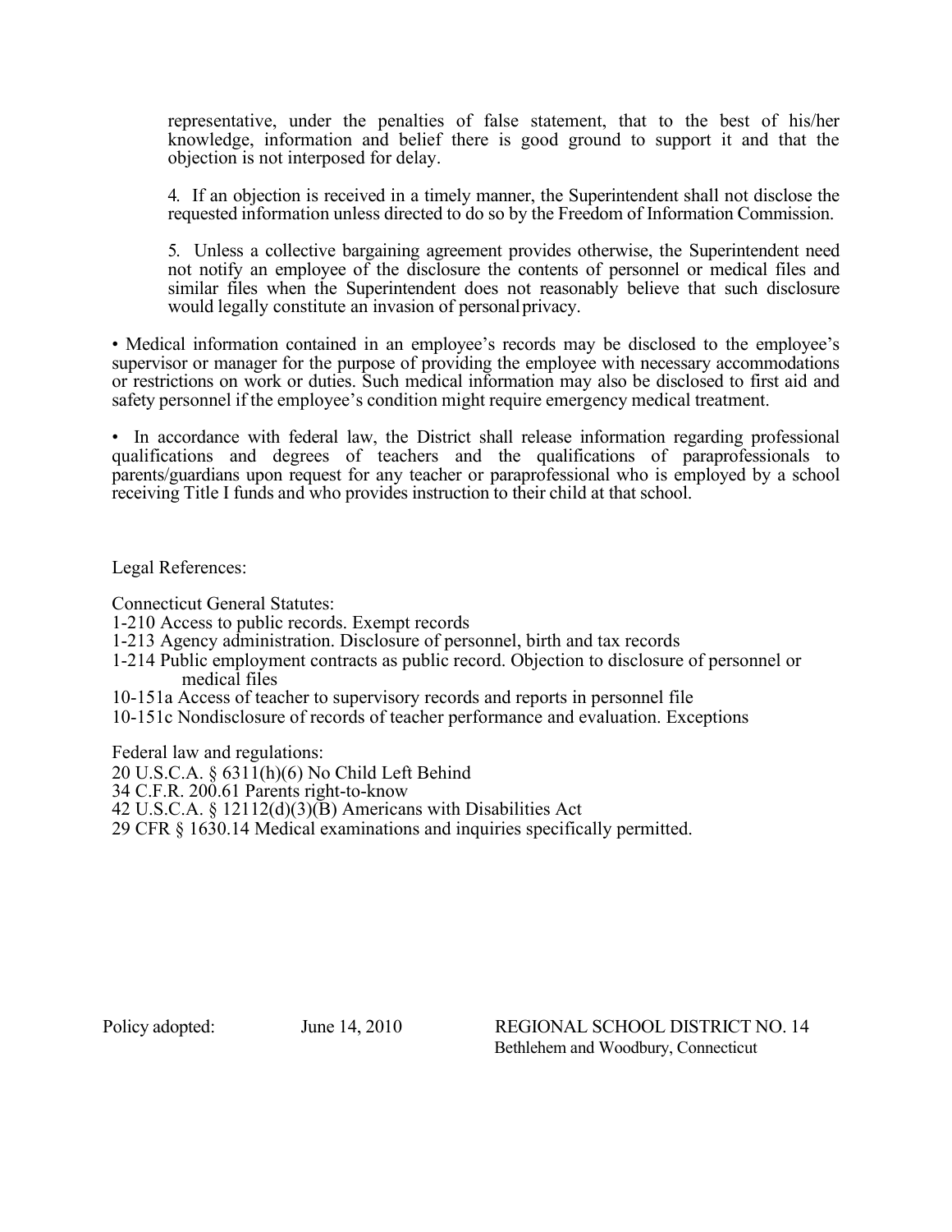representative, under the penalties of false statement, that to the best of his/her knowledge, information and belief there is good ground to support it and that the objection is not interposed for delay.

4. If an objection is received in a timely manner, the Superintendent shall not disclose the requested information unless directed to do so by the Freedom of Information Commission.

5. Unless a collective bargaining agreement provides otherwise, the Superintendent need not notify an employee of the disclosure the contents of personnel or medical files and similar files when the Superintendent does not reasonably believe that such disclosure would legally constitute an invasion of personal privacy.

• Medical information contained in an employee's records may be disclosed to the employee's supervisor or manager for the purpose of providing the employee with necessary accommodations or restrictions on work or duties. Such medical information may also be disclosed to first aid and safety personnel if the employee's condition might require emergency medical treatment.

• In accordance with federal law, the District shall release information regarding professional qualifications and degrees of teachers and the qualifications of paraprofessionals to parents/guardians upon request for any teacher or paraprofessional who is employed by a school receiving Title I funds and who provides instruction to their child at that school.

Legal References:

Connecticut General Statutes:
1-210 Access to public records. Exempt records
1-213 Agency administration. Disclosure of personnel, birth and tax records
1-214 Public employment contracts as public record. Objection to disclosure of personnel or medical files
10-151a Access of teacher to supervisory records and reports in personnel file
10-151c Nondisclosure of records of teacher performance and evaluation. Exceptions

Federal law and regulations:
20 U.S.C.A. § 6311(h)(6) No Child Left Behind
34 C.F.R. 200.61 Parents right-to-know
42 U.S.C.A. § 12112(d)(3)(B) Americans with Disabilities Act
29 CFR § 1630.14 Medical examinations and inquiries specifically permitted.

Policy adopted: June 14, 2010

REGIONAL SCHOOL DISTRICT NO. 14
Bethlehem and Woodbury, Connecticut